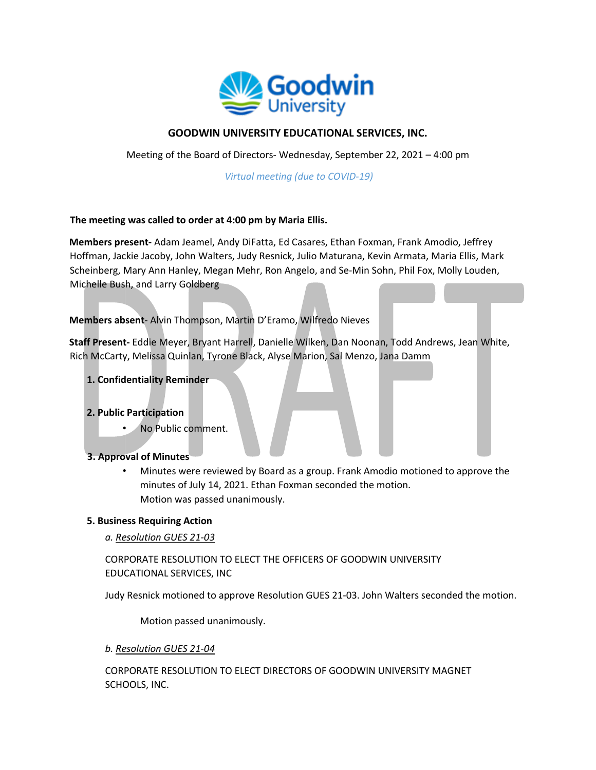# GOODWIN UNIVERSITY EDUCATIONAL SERVICES, INC.

Meeting of the Board of Directors- Wednesday, September 22, 2021 – 4:00 pm

*Virtual meeting (due to COVID-19)*

**The meeting was called to order at 4:00 pm by Maria Ellis.**

**Members present-** Adam Jeamel, Andy DiFatta, Ed Casares, Ethan Foxman, Frank Amodio, Jeffrey Hoffman, Jackie Jacoby, John Walters, Judy Resnick, Julio Maturana, Kevin Armata, Maria Ellis, Mark Scheinberg, Mary Ann Hanley, Megan Mehr, Ron Angelo, and Se-Min Sohn, Phil Fox, Molly Louden, Michelle Bush, and Larry Goldberg

**Members absent**- Alvin Thompson, Martin D'Eramo, Wilfredo Nieves

**Staff Present-** Eddie Meyer, Bryant Harrell, Danielle Wilken, Dan Noonan, Todd Andrews, Jean White, Rich McCarty, Melissa Quinlan, Tyrone Black, Alyse Marion, Sal Menzo, Jana Damm

**1. Confidentiality Reminder**

**2. Public Participation**

- No Public comment.

**3. Approval of Minutes**

- Minutes were reviewed by Board as a group. Frank Amodio motioned to approve the minutes of July 14, 2021. Ethan Foxman seconded the motion.
  Motion was passed unanimously.

**5. Business Requiring Action**

*a. Resolution GUES 21-03*

CORPORATE RESOLUTION TO ELECT THE OFFICERS OF GOODWIN UNIVERSITY EDUCATIONAL SERVICES, INC

Judy Resnick motioned to approve Resolution GUES 21-03. John Walters seconded the motion.

Motion passed unanimously.

*b. Resolution GUES 21-04*

CORPORATE RESOLUTION TO ELECT DIRECTORS OF GOODWIN UNIVERSITY MAGNET SCHOOLS, INC.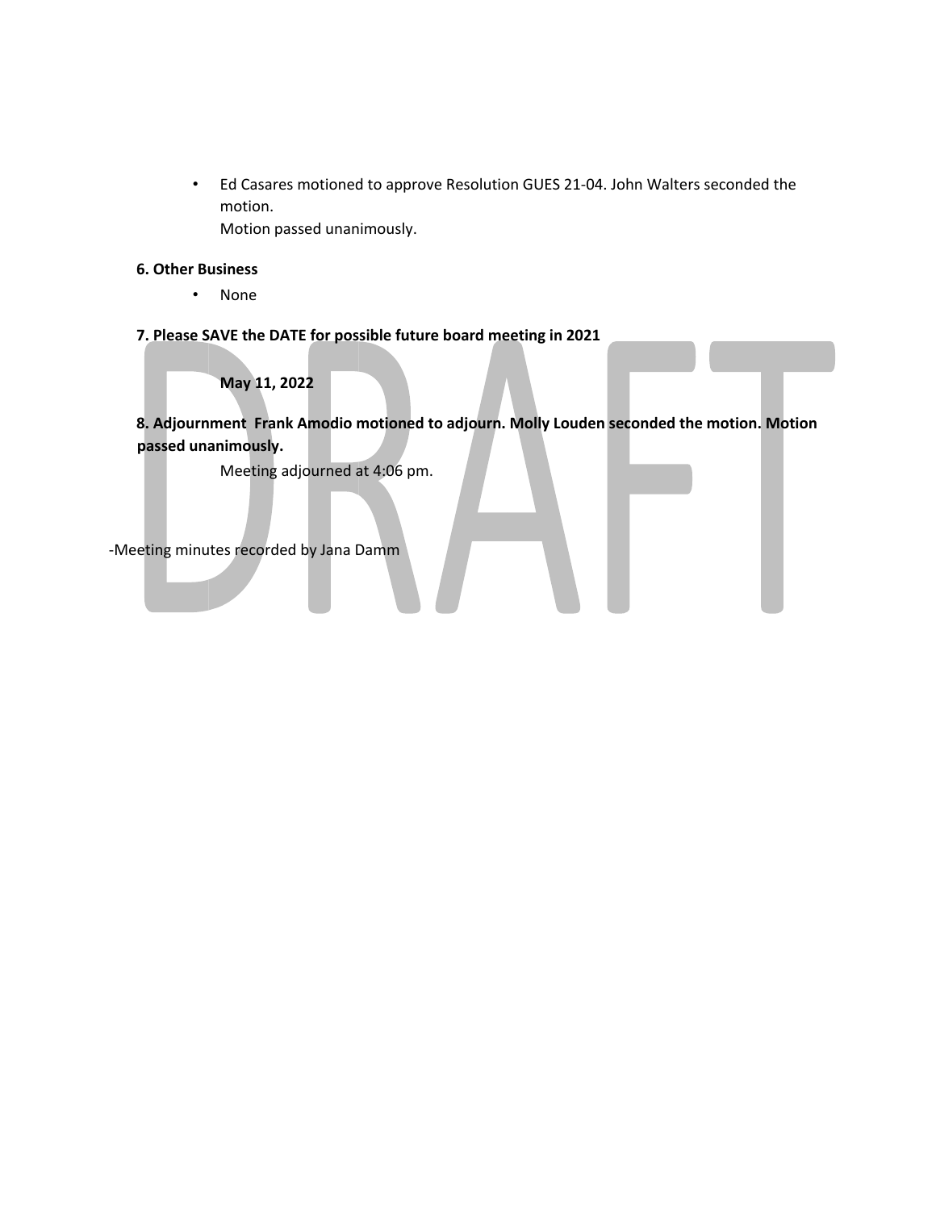- Ed Casares motioned to approve Resolution GUES 21-04. John Walters seconded the motion.
  Motion passed unanimously.

**6. Other Business**

- None

**7. Please SAVE the DATE for possible future board meeting in 2021**

**May 11, 2022**

**8. Adjournment Frank Amodio motioned to adjourn. Molly Louden seconded the motion. Motion passed unanimously.**

Meeting adjourned at 4:06 pm.

-Meeting minutes recorded by Jana Damm